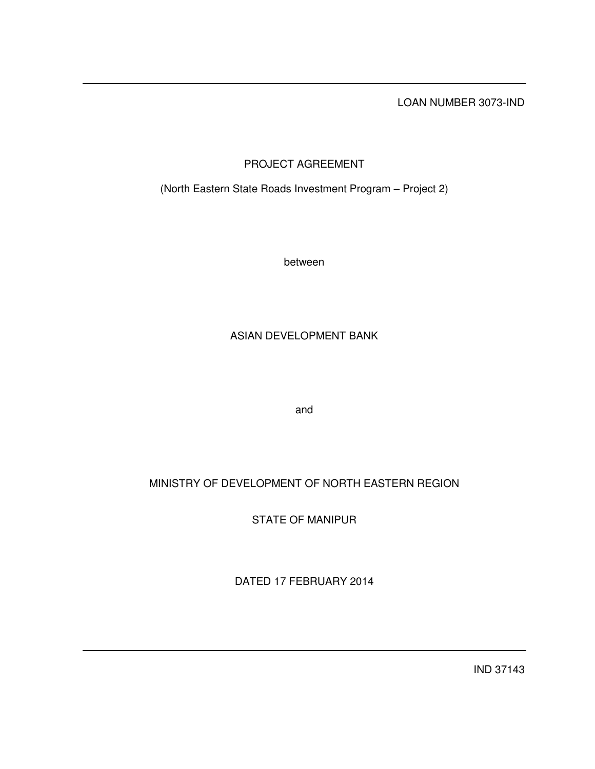LOAN NUMBER 3073-IND

# PROJECT AGREEMENT

(North Eastern State Roads Investment Program – Project 2)

between

ASIAN DEVELOPMENT BANK

and

MINISTRY OF DEVELOPMENT OF NORTH EASTERN REGION

STATE OF MANIPUR

DATED 17 FEBRUARY 2014

IND 37143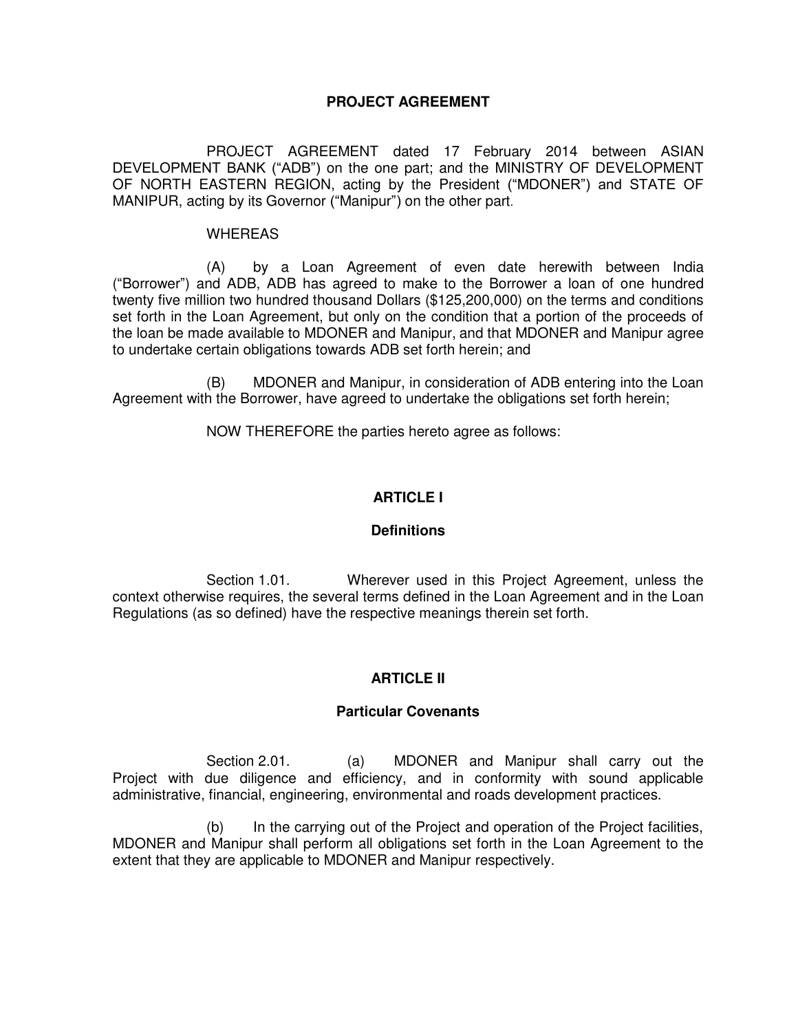# PROJECT AGREEMENT

PROJECT AGREEMENT dated 17 February 2014 between ASIAN DEVELOPMENT BANK ("ADB") on the one part; and the MINISTRY OF DEVELOPMENT OF NORTH EASTERN REGION, acting by the President ("MDONER") and STATE OF MANIPUR, acting by its Governor ("Manipur") on the other part.

WHEREAS

(A) by a Loan Agreement of even date herewith between India ("Borrower") and ADB, ADB has agreed to make to the Borrower a loan of one hundred twenty five million two hundred thousand Dollars ($125,200,000) on the terms and conditions set forth in the Loan Agreement, but only on the condition that a portion of the proceeds of the loan be made available to MDONER and Manipur, and that MDONER and Manipur agree to undertake certain obligations towards ADB set forth herein; and

(B) MDONER and Manipur, in consideration of ADB entering into the Loan Agreement with the Borrower, have agreed to undertake the obligations set forth herein;

NOW THEREFORE the parties hereto agree as follows:

## ARTICLE I

### Definitions

Section 1.01. Wherever used in this Project Agreement, unless the context otherwise requires, the several terms defined in the Loan Agreement and in the Loan Regulations (as so defined) have the respective meanings therein set forth.

## ARTICLE II

### Particular Covenants

Section 2.01. (a) MDONER and Manipur shall carry out the Project with due diligence and efficiency, and in conformity with sound applicable administrative, financial, engineering, environmental and roads development practices.

(b) In the carrying out of the Project and operation of the Project facilities, MDONER and Manipur shall perform all obligations set forth in the Loan Agreement to the extent that they are applicable to MDONER and Manipur respectively.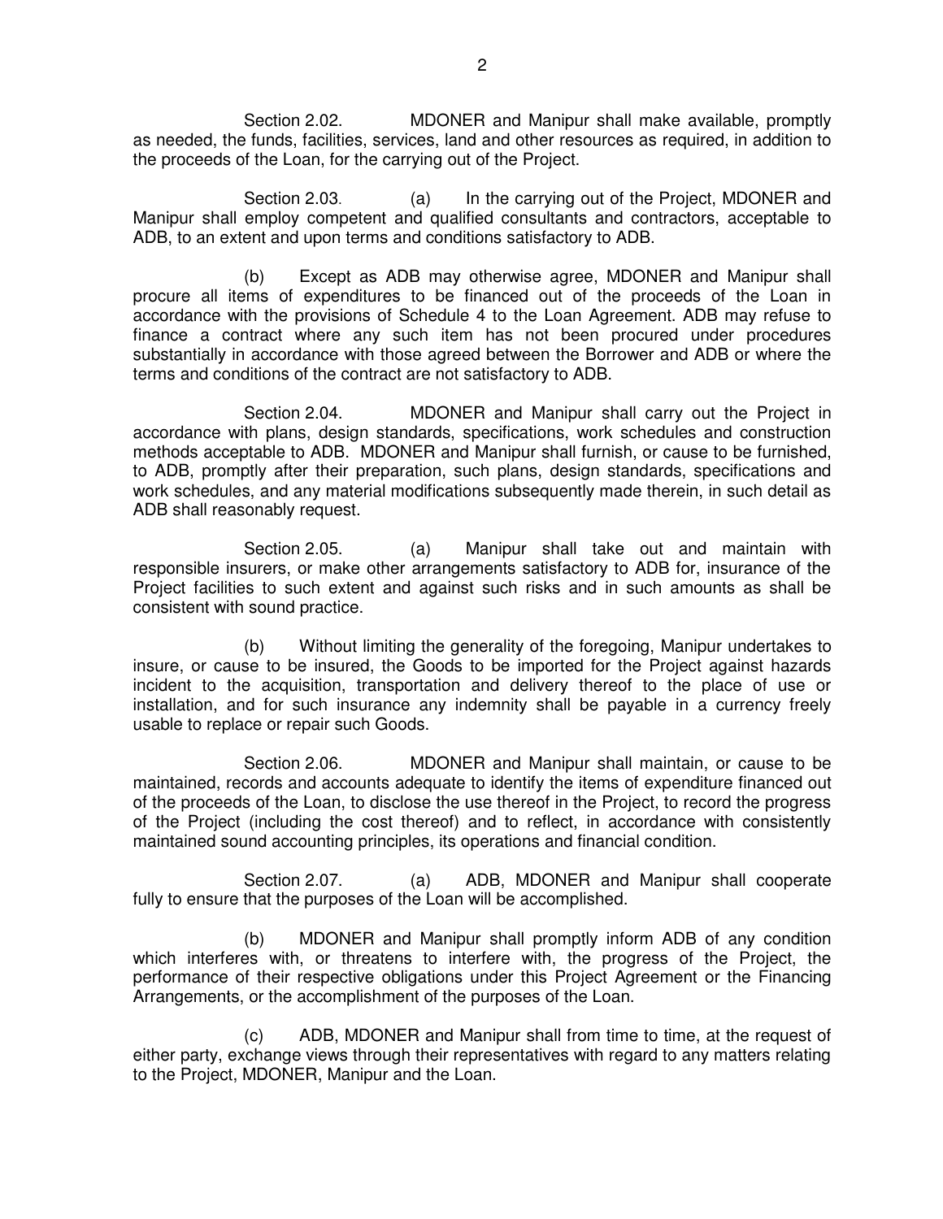Section 2.02. MDONER and Manipur shall make available, promptly as needed, the funds, facilities, services, land and other resources as required, in addition to the proceeds of the Loan, for the carrying out of the Project.

Section 2.03. (a) In the carrying out of the Project, MDONER and Manipur shall employ competent and qualified consultants and contractors, acceptable to ADB, to an extent and upon terms and conditions satisfactory to ADB.

(b) Except as ADB may otherwise agree, MDONER and Manipur shall procure all items of expenditures to be financed out of the proceeds of the Loan in accordance with the provisions of Schedule 4 to the Loan Agreement. ADB may refuse to finance a contract where any such item has not been procured under procedures substantially in accordance with those agreed between the Borrower and ADB or where the terms and conditions of the contract are not satisfactory to ADB.

Section 2.04. MDONER and Manipur shall carry out the Project in accordance with plans, design standards, specifications, work schedules and construction methods acceptable to ADB. MDONER and Manipur shall furnish, or cause to be furnished, to ADB, promptly after their preparation, such plans, design standards, specifications and work schedules, and any material modifications subsequently made therein, in such detail as ADB shall reasonably request.

Section 2.05. (a) Manipur shall take out and maintain with responsible insurers, or make other arrangements satisfactory to ADB for, insurance of the Project facilities to such extent and against such risks and in such amounts as shall be consistent with sound practice.

(b) Without limiting the generality of the foregoing, Manipur undertakes to insure, or cause to be insured, the Goods to be imported for the Project against hazards incident to the acquisition, transportation and delivery thereof to the place of use or installation, and for such insurance any indemnity shall be payable in a currency freely usable to replace or repair such Goods.

Section 2.06. MDONER and Manipur shall maintain, or cause to be maintained, records and accounts adequate to identify the items of expenditure financed out of the proceeds of the Loan, to disclose the use thereof in the Project, to record the progress of the Project (including the cost thereof) and to reflect, in accordance with consistently maintained sound accounting principles, its operations and financial condition.

Section 2.07. (a) ADB, MDONER and Manipur shall cooperate fully to ensure that the purposes of the Loan will be accomplished.

(b) MDONER and Manipur shall promptly inform ADB of any condition which interferes with, or threatens to interfere with, the progress of the Project, the performance of their respective obligations under this Project Agreement or the Financing Arrangements, or the accomplishment of the purposes of the Loan.

(c) ADB, MDONER and Manipur shall from time to time, at the request of either party, exchange views through their representatives with regard to any matters relating to the Project, MDONER, Manipur and the Loan.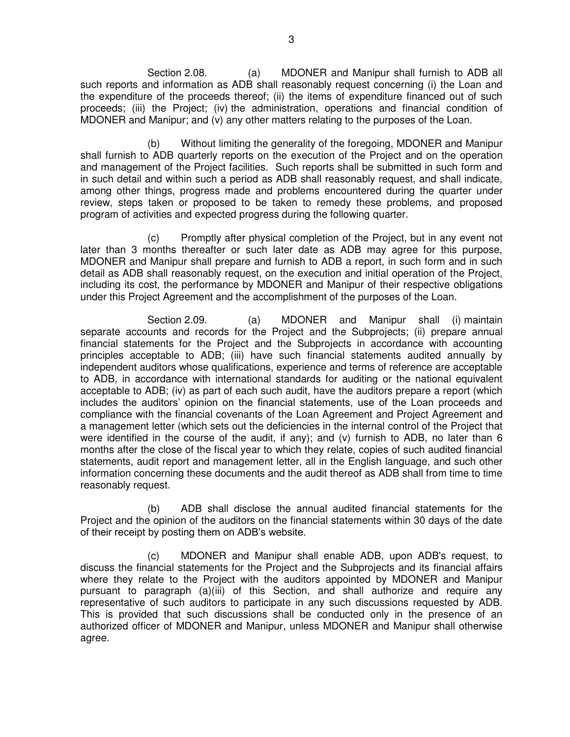Section 2.08. (a) MDONER and Manipur shall furnish to ADB all such reports and information as ADB shall reasonably request concerning (i) the Loan and the expenditure of the proceeds thereof; (ii) the items of expenditure financed out of such proceeds; (iii) the Project; (iv) the administration, operations and financial condition of MDONER and Manipur; and (v) any other matters relating to the purposes of the Loan.

(b) Without limiting the generality of the foregoing, MDONER and Manipur shall furnish to ADB quarterly reports on the execution of the Project and on the operation and management of the Project facilities. Such reports shall be submitted in such form and in such detail and within such a period as ADB shall reasonably request, and shall indicate, among other things, progress made and problems encountered during the quarter under review, steps taken or proposed to be taken to remedy these problems, and proposed program of activities and expected progress during the following quarter.

(c) Promptly after physical completion of the Project, but in any event not later than 3 months thereafter or such later date as ADB may agree for this purpose, MDONER and Manipur shall prepare and furnish to ADB a report, in such form and in such detail as ADB shall reasonably request, on the execution and initial operation of the Project, including its cost, the performance by MDONER and Manipur of their respective obligations under this Project Agreement and the accomplishment of the purposes of the Loan.

Section 2.09. (a) MDONER and Manipur shall (i) maintain separate accounts and records for the Project and the Subprojects; (ii) prepare annual financial statements for the Project and the Subprojects in accordance with accounting principles acceptable to ADB; (iii) have such financial statements audited annually by independent auditors whose qualifications, experience and terms of reference are acceptable to ADB, in accordance with international standards for auditing or the national equivalent acceptable to ADB; (iv) as part of each such audit, have the auditors prepare a report (which includes the auditors' opinion on the financial statements, use of the Loan proceeds and compliance with the financial covenants of the Loan Agreement and Project Agreement and a management letter (which sets out the deficiencies in the internal control of the Project that were identified in the course of the audit, if any); and (v) furnish to ADB, no later than 6 months after the close of the fiscal year to which they relate, copies of such audited financial statements, audit report and management letter, all in the English language, and such other information concerning these documents and the audit thereof as ADB shall from time to time reasonably request.

(b) ADB shall disclose the annual audited financial statements for the Project and the opinion of the auditors on the financial statements within 30 days of the date of their receipt by posting them on ADB's website.

(c) MDONER and Manipur shall enable ADB, upon ADB's request, to discuss the financial statements for the Project and the Subprojects and its financial affairs where they relate to the Project with the auditors appointed by MDONER and Manipur pursuant to paragraph (a)(iii) of this Section, and shall authorize and require any representative of such auditors to participate in any such discussions requested by ADB. This is provided that such discussions shall be conducted only in the presence of an authorized officer of MDONER and Manipur, unless MDONER and Manipur shall otherwise agree.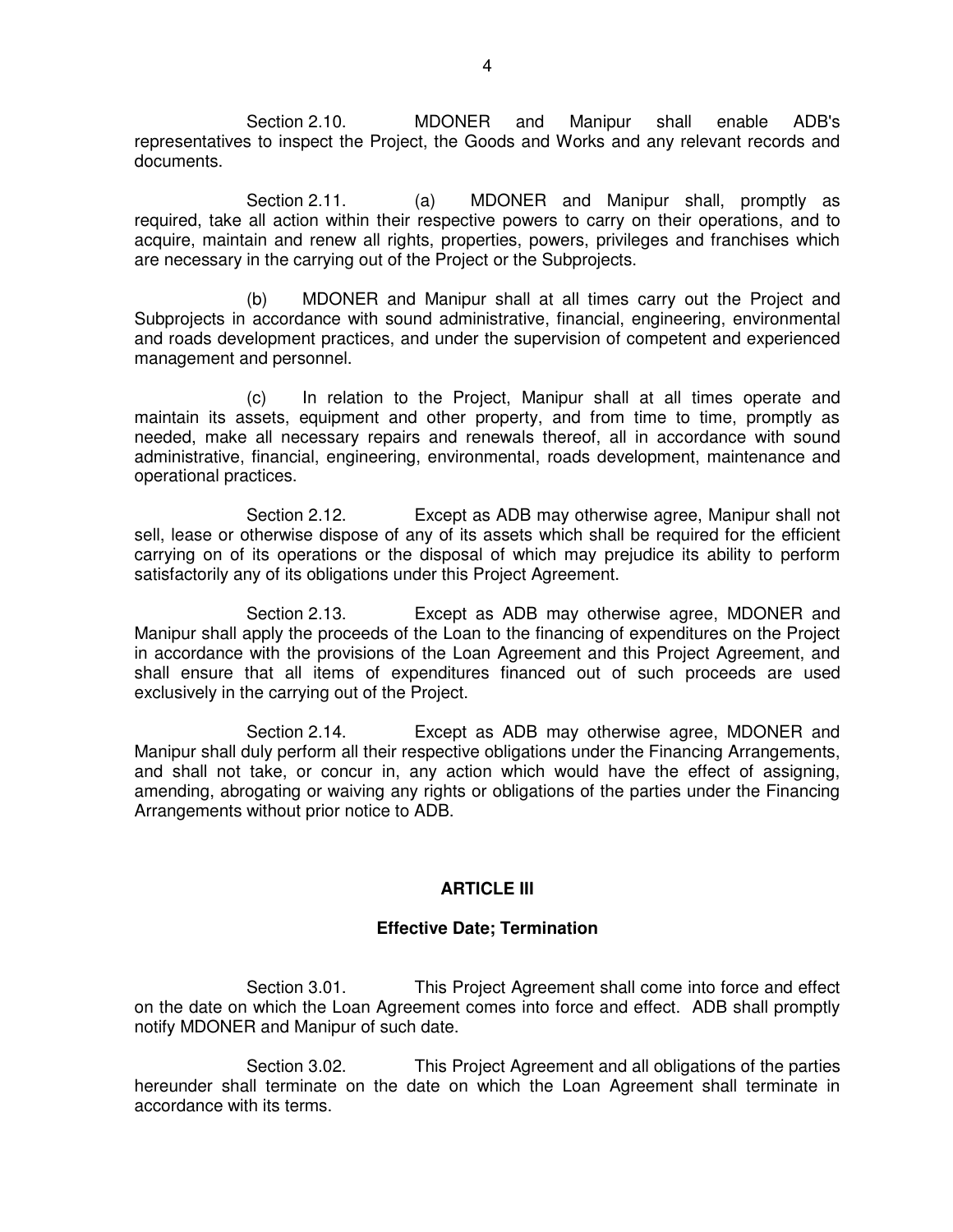Section 2.10. MDONER and Manipur shall enable ADB's representatives to inspect the Project, the Goods and Works and any relevant records and documents.

Section 2.11. (a) MDONER and Manipur shall, promptly as required, take all action within their respective powers to carry on their operations, and to acquire, maintain and renew all rights, properties, powers, privileges and franchises which are necessary in the carrying out of the Project or the Subprojects.

(b) MDONER and Manipur shall at all times carry out the Project and Subprojects in accordance with sound administrative, financial, engineering, environmental and roads development practices, and under the supervision of competent and experienced management and personnel.

(c) In relation to the Project, Manipur shall at all times operate and maintain its assets, equipment and other property, and from time to time, promptly as needed, make all necessary repairs and renewals thereof, all in accordance with sound administrative, financial, engineering, environmental, roads development, maintenance and operational practices.

Section 2.12. Except as ADB may otherwise agree, Manipur shall not sell, lease or otherwise dispose of any of its assets which shall be required for the efficient carrying on of its operations or the disposal of which may prejudice its ability to perform satisfactorily any of its obligations under this Project Agreement.

Section 2.13. Except as ADB may otherwise agree, MDONER and Manipur shall apply the proceeds of the Loan to the financing of expenditures on the Project in accordance with the provisions of the Loan Agreement and this Project Agreement, and shall ensure that all items of expenditures financed out of such proceeds are used exclusively in the carrying out of the Project.

Section 2.14. Except as ADB may otherwise agree, MDONER and Manipur shall duly perform all their respective obligations under the Financing Arrangements, and shall not take, or concur in, any action which would have the effect of assigning, amending, abrogating or waiving any rights or obligations of the parties under the Financing Arrangements without prior notice to ADB.

## ARTICLE III

### Effective Date; Termination

Section 3.01. This Project Agreement shall come into force and effect on the date on which the Loan Agreement comes into force and effect. ADB shall promptly notify MDONER and Manipur of such date.

Section 3.02. This Project Agreement and all obligations of the parties hereunder shall terminate on the date on which the Loan Agreement shall terminate in accordance with its terms.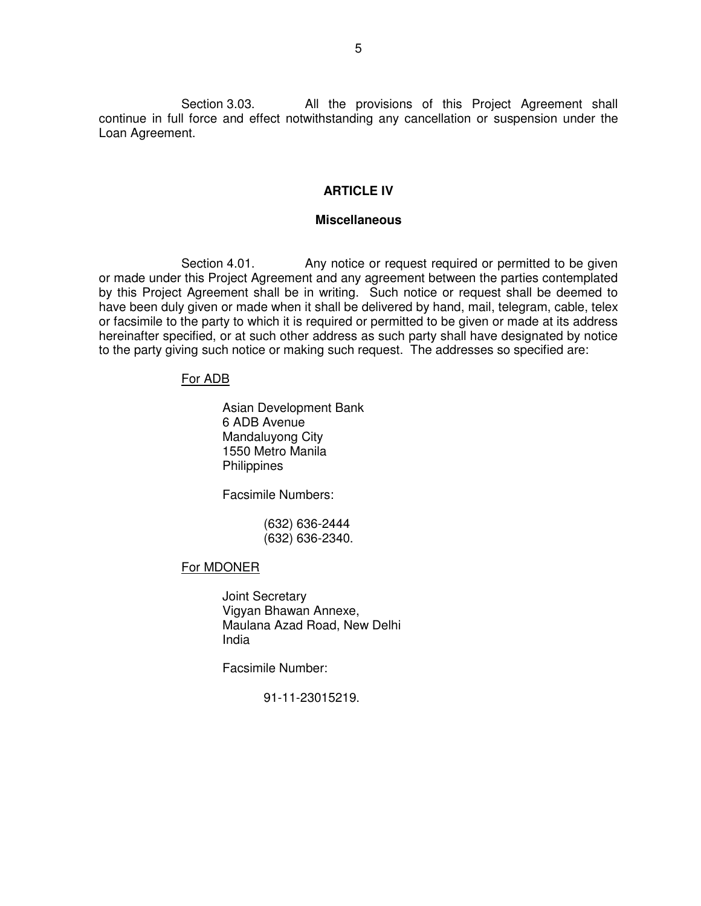Section 3.03. All the provisions of this Project Agreement shall continue in full force and effect notwithstanding any cancellation or suspension under the Loan Agreement.

## ARTICLE IV

### Miscellaneous

Section 4.01. Any notice or request required or permitted to be given or made under this Project Agreement and any agreement between the parties contemplated by this Project Agreement shall be in writing. Such notice or request shall be deemed to have been duly given or made when it shall be delivered by hand, mail, telegram, cable, telex or facsimile to the party to which it is required or permitted to be given or made at its address hereinafter specified, or at such other address as such party shall have designated by notice to the party giving such notice or making such request. The addresses so specified are:

For ADB

Asian Development Bank
6 ADB Avenue
Mandaluyong City
1550 Metro Manila
Philippines

Facsimile Numbers:

(632) 636-2444
(632) 636-2340.

For MDONER

Joint Secretary
Vigyan Bhawan Annexe,
Maulana Azad Road, New Delhi
India

Facsimile Number:

91-11-23015219.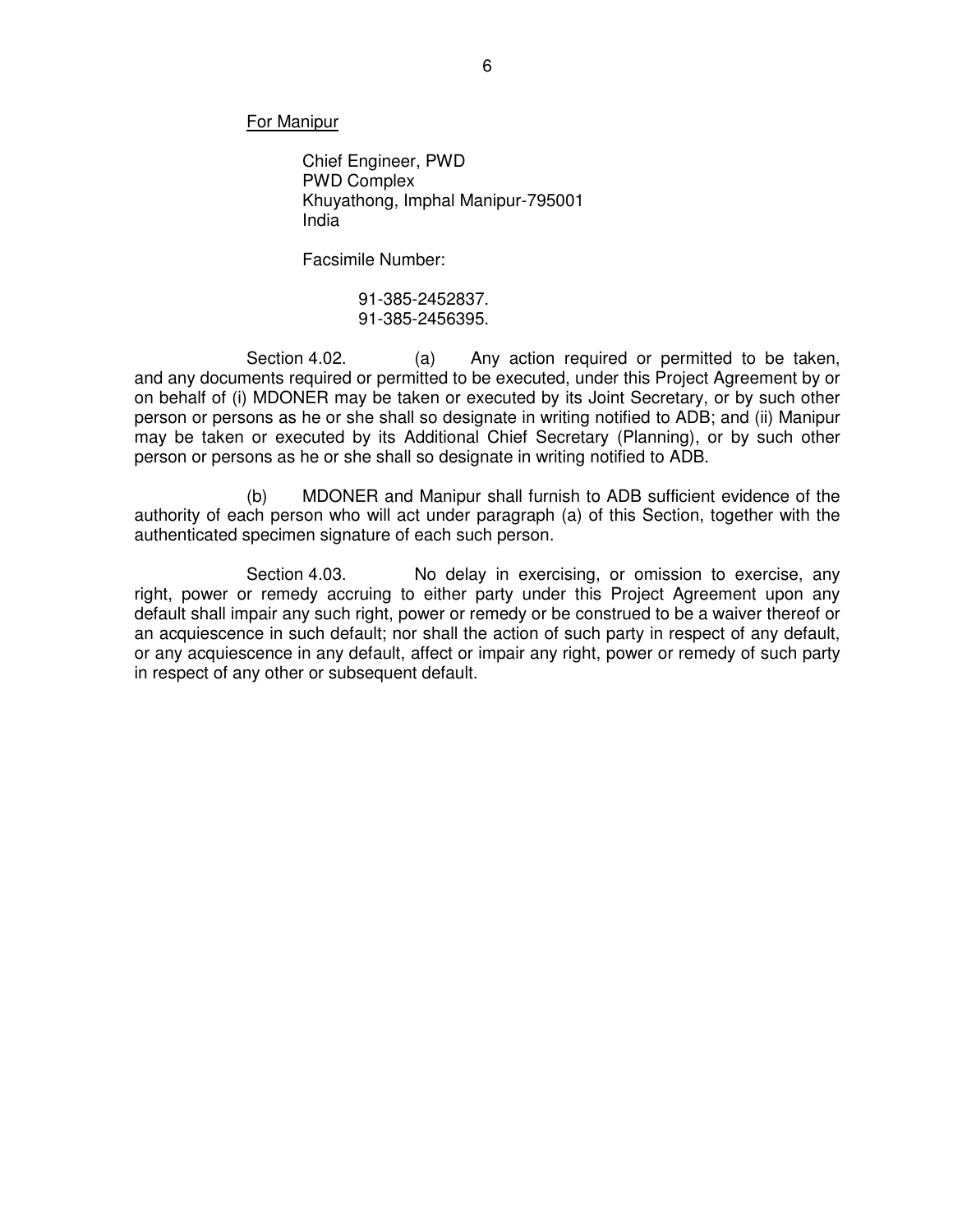<u>For Manipur</u>

Chief Engineer, PWD
PWD Complex
Khuyathong, Imphal Manipur-795001
India

Facsimile Number:

91-385-2452837.
91-385-2456395.

Section 4.02. (a) Any action required or permitted to be taken, and any documents required or permitted to be executed, under this Project Agreement by or on behalf of (i) MDONER may be taken or executed by its Joint Secretary, or by such other person or persons as he or she shall so designate in writing notified to ADB; and (ii) Manipur may be taken or executed by its Additional Chief Secretary (Planning), or by such other person or persons as he or she shall so designate in writing notified to ADB.

(b) MDONER and Manipur shall furnish to ADB sufficient evidence of the authority of each person who will act under paragraph (a) of this Section, together with the authenticated specimen signature of each such person.

Section 4.03. No delay in exercising, or omission to exercise, any right, power or remedy accruing to either party under this Project Agreement upon any default shall impair any such right, power or remedy or be construed to be a waiver thereof or an acquiescence in such default; nor shall the action of such party in respect of any default, or any acquiescence in any default, affect or impair any right, power or remedy of such party in respect of any other or subsequent default.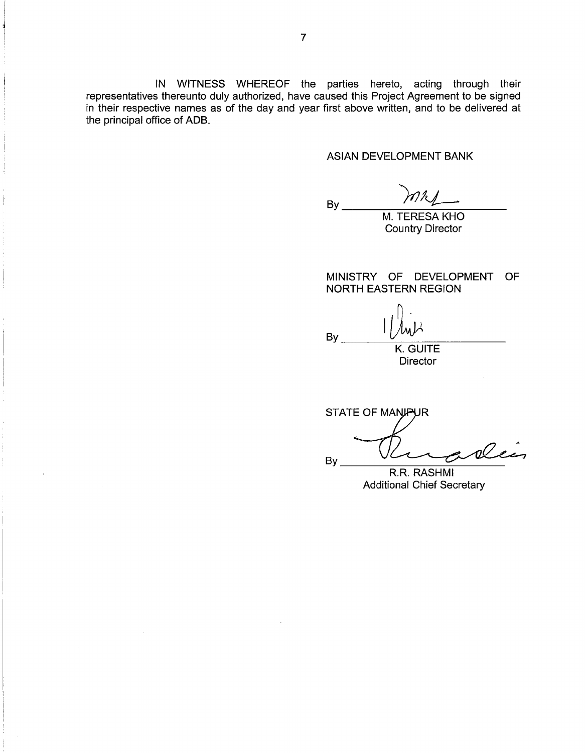IN WITNESS WHEREOF the parties hereto, acting through their representatives thereunto duly authorized, have caused this Project Agreement to be signed in their respective names as of the day and year first above written, and to be delivered at the principal office of ADB.

ASIAN DEVELOPMENT BANK

By ______________________

M. TERESA KHO
Country Director

MINISTRY OF DEVELOPMENT OF NORTH EASTERN REGION

By ______________________

K. GUITE
Director

STATE OF MANIPUR

By ______________________

R.R. RASHMI
Additional Chief Secretary